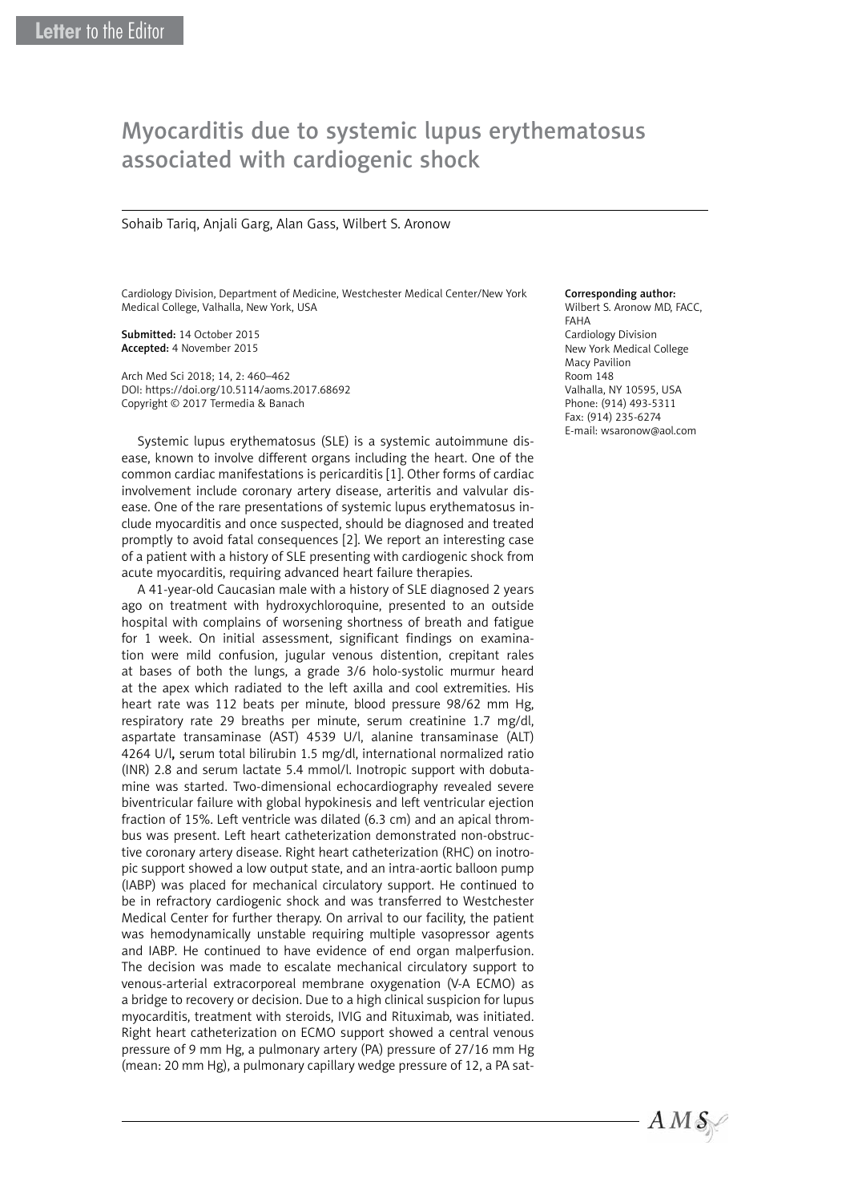Letter to the Editor

# Myocarditis due to systemic lupus erythematosus associated with cardiogenic shock

Sohaib Tariq, Anjali Garg, Alan Gass, Wilbert S. Aronow

Cardiology Division, Department of Medicine, Westchester Medical Center/New York Medical College, Valhalla, New York, USA

**Submitted:** 14 October 2015
**Accepted:** 4 November 2015

Arch Med Sci 2018; 14, 2: 460–462
DOI: https://doi.org/10.5114/aoms.2017.68692
Copyright © 2017 Termedia & Banach

**Corresponding author:**
Wilbert S. Aronow MD, FACC, FAHA
Cardiology Division
New York Medical College
Macy Pavilion
Room 148
Valhalla, NY 10595, USA
Phone: (914) 493-5311
Fax: (914) 235-6274
E-mail: wsaronow@aol.com

Systemic lupus erythematosus (SLE) is a systemic autoimmune disease, known to involve different organs including the heart. One of the common cardiac manifestations is pericarditis [1]. Other forms of cardiac involvement include coronary artery disease, arteritis and valvular disease. One of the rare presentations of systemic lupus erythematosus include myocarditis and once suspected, should be diagnosed and treated promptly to avoid fatal consequences [2]. We report an interesting case of a patient with a history of SLE presenting with cardiogenic shock from acute myocarditis, requiring advanced heart failure therapies.

A 41-year-old Caucasian male with a history of SLE diagnosed 2 years ago on treatment with hydroxychloroquine, presented to an outside hospital with complains of worsening shortness of breath and fatigue for 1 week. On initial assessment, significant findings on examination were mild confusion, jugular venous distention, crepitant rales at bases of both the lungs, a grade 3/6 holo-systolic murmur heard at the apex which radiated to the left axilla and cool extremities. His heart rate was 112 beats per minute, blood pressure 98/62 mm Hg, respiratory rate 29 breaths per minute, serum creatinine 1.7 mg/dl, aspartate transaminase (AST) 4539 U/l, alanine transaminase (ALT) 4264 U/l, serum total bilirubin 1.5 mg/dl, international normalized ratio (INR) 2.8 and serum lactate 5.4 mmol/l. Inotropic support with dobutamine was started. Two-dimensional echocardiography revealed severe biventricular failure with global hypokinesis and left ventricular ejection fraction of 15%. Left ventricle was dilated (6.3 cm) and an apical thrombus was present. Left heart catheterization demonstrated non-obstructive coronary artery disease. Right heart catheterization (RHC) on inotropic support showed a low output state, and an intra-aortic balloon pump (IABP) was placed for mechanical circulatory support. He continued to be in refractory cardiogenic shock and was transferred to Westchester Medical Center for further therapy. On arrival to our facility, the patient was hemodynamically unstable requiring multiple vasopressor agents and IABP. He continued to have evidence of end organ malperfusion. The decision was made to escalate mechanical circulatory support to venous-arterial extracorporeal membrane oxygenation (V-A ECMO) as a bridge to recovery or decision. Due to a high clinical suspicion for lupus myocarditis, treatment with steroids, IVIG and Rituximab, was initiated. Right heart catheterization on ECMO support showed a central venous pressure of 9 mm Hg, a pulmonary artery (PA) pressure of 27/16 mm Hg (mean: 20 mm Hg), a pulmonary capillary wedge pressure of 12, a PA sat-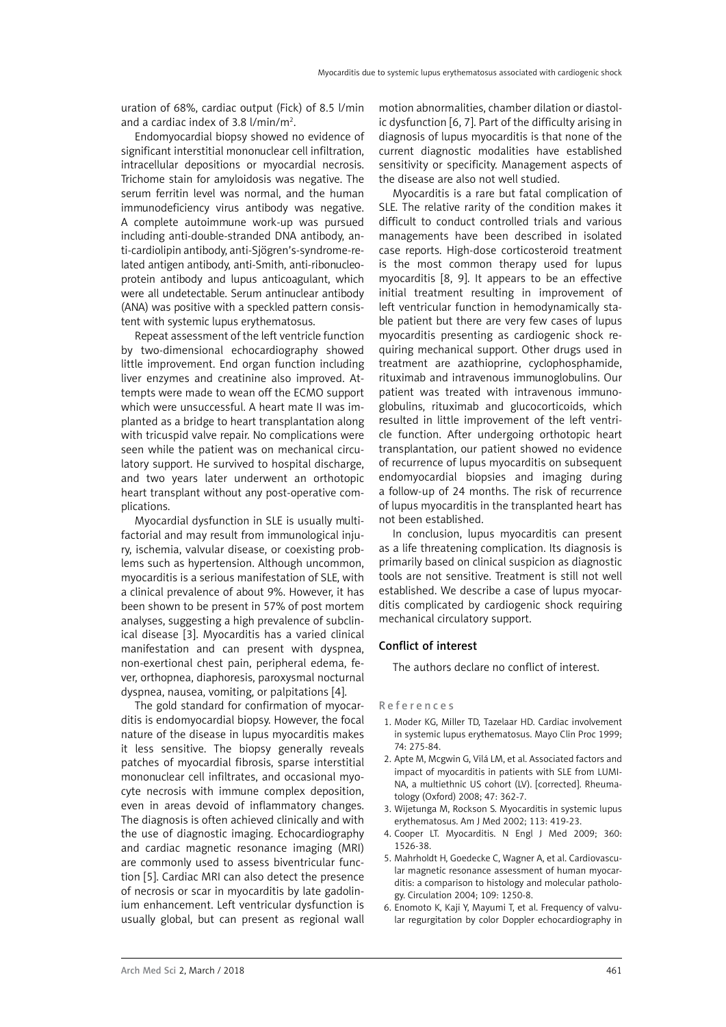uration of 68%, cardiac output (Fick) of 8.5 l/min and a cardiac index of 3.8 l/min/m$^2$.

Endomyocardial biopsy showed no evidence of significant interstitial mononuclear cell infiltration, intracellular depositions or myocardial necrosis. Trichome stain for amyloidosis was negative. The serum ferritin level was normal, and the human immunodeficiency virus antibody was negative. A complete autoimmune work-up was pursued including anti-double-stranded DNA antibody, anti-cardiolipin antibody, anti-Sjögren's-syndrome-related antigen antibody, anti-Smith, anti-ribonucleoprotein antibody and lupus anticoagulant, which were all undetectable. Serum antinuclear antibody (ANA) was positive with a speckled pattern consistent with systemic lupus erythematosus.

Repeat assessment of the left ventricle function by two-dimensional echocardiography showed little improvement. End organ function including liver enzymes and creatinine also improved. Attempts were made to wean off the ECMO support which were unsuccessful. A heart mate II was implanted as a bridge to heart transplantation along with tricuspid valve repair. No complications were seen while the patient was on mechanical circulatory support. He survived to hospital discharge, and two years later underwent an orthotopic heart transplant without any post-operative complications.

Myocardial dysfunction in SLE is usually multifactorial and may result from immunological injury, ischemia, valvular disease, or coexisting problems such as hypertension. Although uncommon, myocarditis is a serious manifestation of SLE, with a clinical prevalence of about 9%. However, it has been shown to be present in 57% of post mortem analyses, suggesting a high prevalence of subclinical disease [3]. Myocarditis has a varied clinical manifestation and can present with dyspnea, non-exertional chest pain, peripheral edema, fever, orthopnea, diaphoresis, paroxysmal nocturnal dyspnea, nausea, vomiting, or palpitations [4].

The gold standard for confirmation of myocarditis is endomyocardial biopsy. However, the focal nature of the disease in lupus myocarditis makes it less sensitive. The biopsy generally reveals patches of myocardial fibrosis, sparse interstitial mononuclear cell infiltrates, and occasional myocyte necrosis with immune complex deposition, even in areas devoid of inflammatory changes. The diagnosis is often achieved clinically and with the use of diagnostic imaging. Echocardiography and cardiac magnetic resonance imaging (MRI) are commonly used to assess biventricular function [5]. Cardiac MRI can also detect the presence of necrosis or scar in myocarditis by late gadolinium enhancement. Left ventricular dysfunction is usually global, but can present as regional wall motion abnormalities, chamber dilation or diastolic dysfunction [6, 7]. Part of the difficulty arising in diagnosis of lupus myocarditis is that none of the current diagnostic modalities have established sensitivity or specificity. Management aspects of the disease are also not well studied.

Myocarditis is a rare but fatal complication of SLE. The relative rarity of the condition makes it difficult to conduct controlled trials and various managements have been described in isolated case reports. High-dose corticosteroid treatment is the most common therapy used for lupus myocarditis [8, 9]. It appears to be an effective initial treatment resulting in improvement of left ventricular function in hemodynamically stable patient but there are very few cases of lupus myocarditis presenting as cardiogenic shock requiring mechanical support. Other drugs used in treatment are azathioprine, cyclophosphamide, rituximab and intravenous immunoglobulins. Our patient was treated with intravenous immunoglobulins, rituximab and glucocorticoids, which resulted in little improvement of the left ventricle function. After undergoing orthotopic heart transplantation, our patient showed no evidence of recurrence of lupus myocarditis on subsequent endomyocardial biopsies and imaging during a follow-up of 24 months. The risk of recurrence of lupus myocarditis in the transplanted heart has not been established.

In conclusion, lupus myocarditis can present as a life threatening complication. Its diagnosis is primarily based on clinical suspicion as diagnostic tools are not sensitive. Treatment is still not well established. We describe a case of lupus myocarditis complicated by cardiogenic shock requiring mechanical circulatory support.

## Conflict of interest

The authors declare no conflict of interest.

## References

1. Moder KG, Miller TD, Tazelaar HD. Cardiac involvement in systemic lupus erythematosus. Mayo Clin Proc 1999; 74: 275-84.
2. Apte M, Mcgwin G, Vilá LM, et al. Associated factors and impact of myocarditis in patients with SLE from LUMINA, a multiethnic US cohort (LV). [corrected]. Rheumatology (Oxford) 2008; 47: 362-7.
3. Wijetunga M, Rockson S. Myocarditis in systemic lupus erythematosus. Am J Med 2002; 113: 419-23.
4. Cooper LT. Myocarditis. N Engl J Med 2009; 360: 1526-38.
5. Mahrholdt H, Goedecke C, Wagner A, et al. Cardiovascular magnetic resonance assessment of human myocarditis: a comparison to histology and molecular pathology. Circulation 2004; 109: 1250-8.
6. Enomoto K, Kaji Y, Mayumi T, et al. Frequency of valvular regurgitation by color Doppler echocardiography in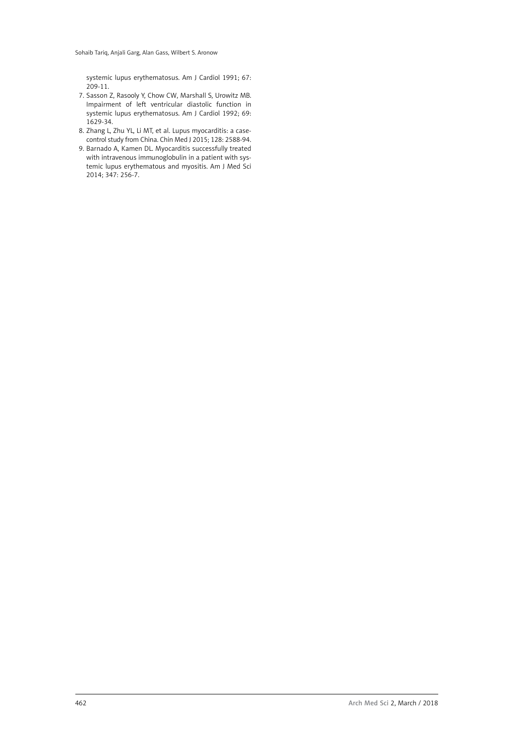systemic lupus erythematosus. Am J Cardiol 1991; 67: 209-11.

7. Sasson Z, Rasooly Y, Chow CW, Marshall S, Urowitz MB. Impairment of left ventricular diastolic function in systemic lupus erythematosus. Am J Cardiol 1992; 69: 1629-34.
8. Zhang L, Zhu YL, Li MT, et al. Lupus myocarditis: a case-control study from China. Chin Med J 2015; 128: 2588-94.
9. Barnado A, Kamen DL. Myocarditis successfully treated with intravenous immunoglobulin in a patient with systemic lupus erythematous and myositis. Am J Med Sci 2014; 347: 256-7.